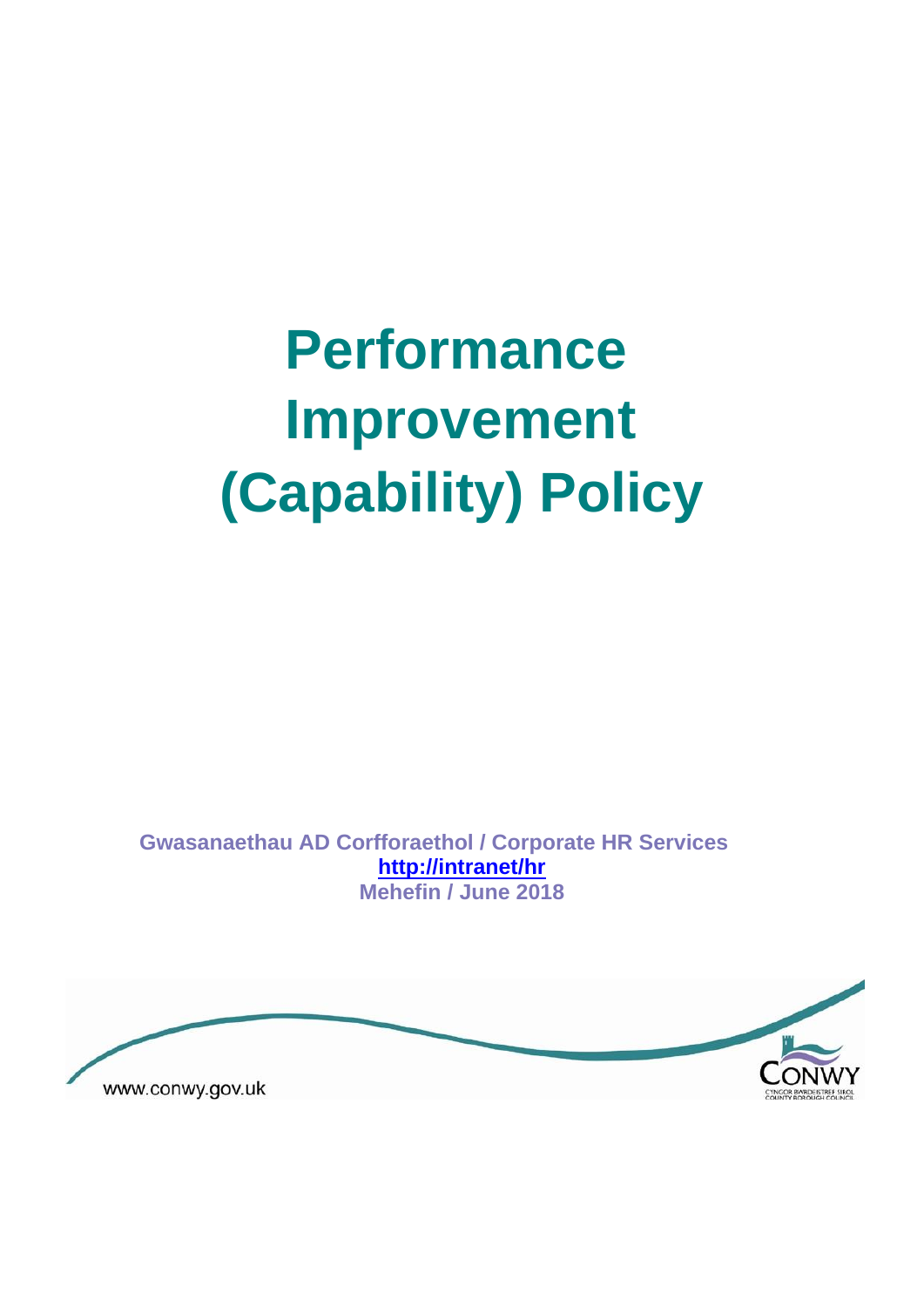# Performance Improvement (Capability) Policy

**Gwasanaethau AD Corfforaethol / Corporate HR Services**
**[http://intranet/hr](http://intranet/hr)**
**Mehefin / June 2018**

www.conwy.gov.uk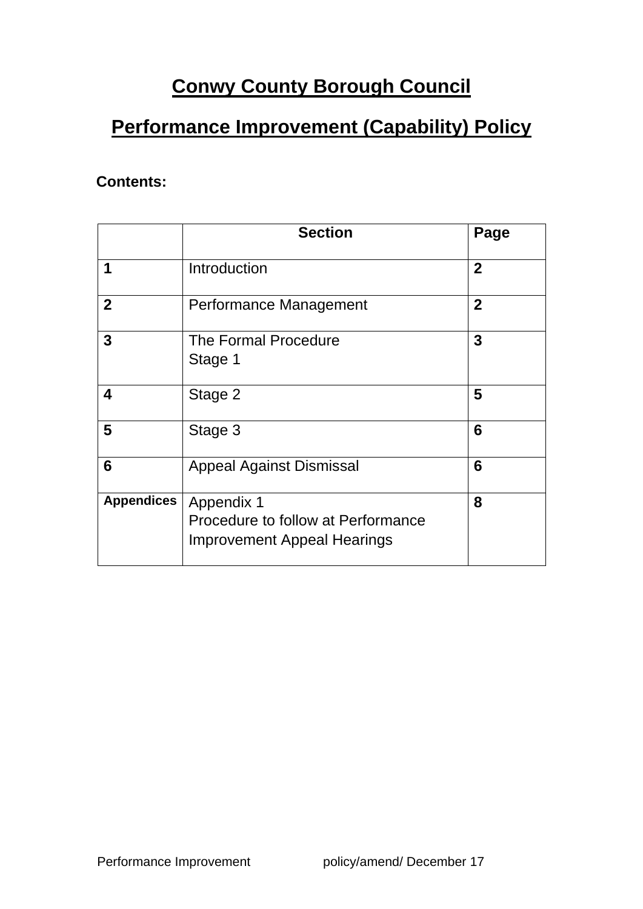# Conwy County Borough Council

## Performance Improvement (Capability) Policy

**Contents:**

| | **Section** | **Page** |
|---|---|---|
| **1** | Introduction | **2** |
| **2** | Performance Management | **2** |
| **3** | The Formal Procedure<br>Stage 1 | **3** |
| **4** | Stage 2 | **5** |
| **5** | Stage 3 | **6** |
| **6** | Appeal Against Dismissal | **6** |
| **Appendices** | Appendix 1<br>Procedure to follow at Performance Improvement Appeal Hearings | **8** |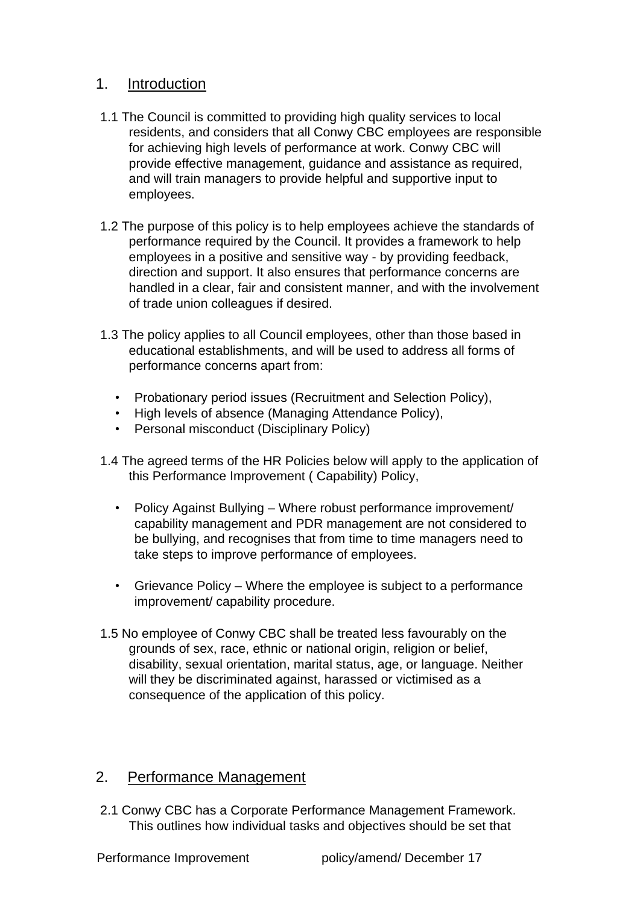## 1. Introduction

1.1 The Council is committed to providing high quality services to local residents, and considers that all Conwy CBC employees are responsible for achieving high levels of performance at work. Conwy CBC will provide effective management, guidance and assistance as required, and will train managers to provide helpful and supportive input to employees.

1.2 The purpose of this policy is to help employees achieve the standards of performance required by the Council. It provides a framework to help employees in a positive and sensitive way - by providing feedback, direction and support. It also ensures that performance concerns are handled in a clear, fair and consistent manner, and with the involvement of trade union colleagues if desired.

1.3 The policy applies to all Council employees, other than those based in educational establishments, and will be used to address all forms of performance concerns apart from:

- Probationary period issues (Recruitment and Selection Policy),
- High levels of absence (Managing Attendance Policy),
- Personal misconduct (Disciplinary Policy)

1.4 The agreed terms of the HR Policies below will apply to the application of this Performance Improvement ( Capability) Policy,

- Policy Against Bullying – Where robust performance improvement/ capability management and PDR management are not considered to be bullying, and recognises that from time to time managers need to take steps to improve performance of employees.

- Grievance Policy – Where the employee is subject to a performance improvement/ capability procedure.

1.5 No employee of Conwy CBC shall be treated less favourably on the grounds of sex, race, ethnic or national origin, religion or belief, disability, sexual orientation, marital status, age, or language. Neither will they be discriminated against, harassed or victimised as a consequence of the application of this policy.

## 2. Performance Management

2.1 Conwy CBC has a Corporate Performance Management Framework. This outlines how individual tasks and objectives should be set that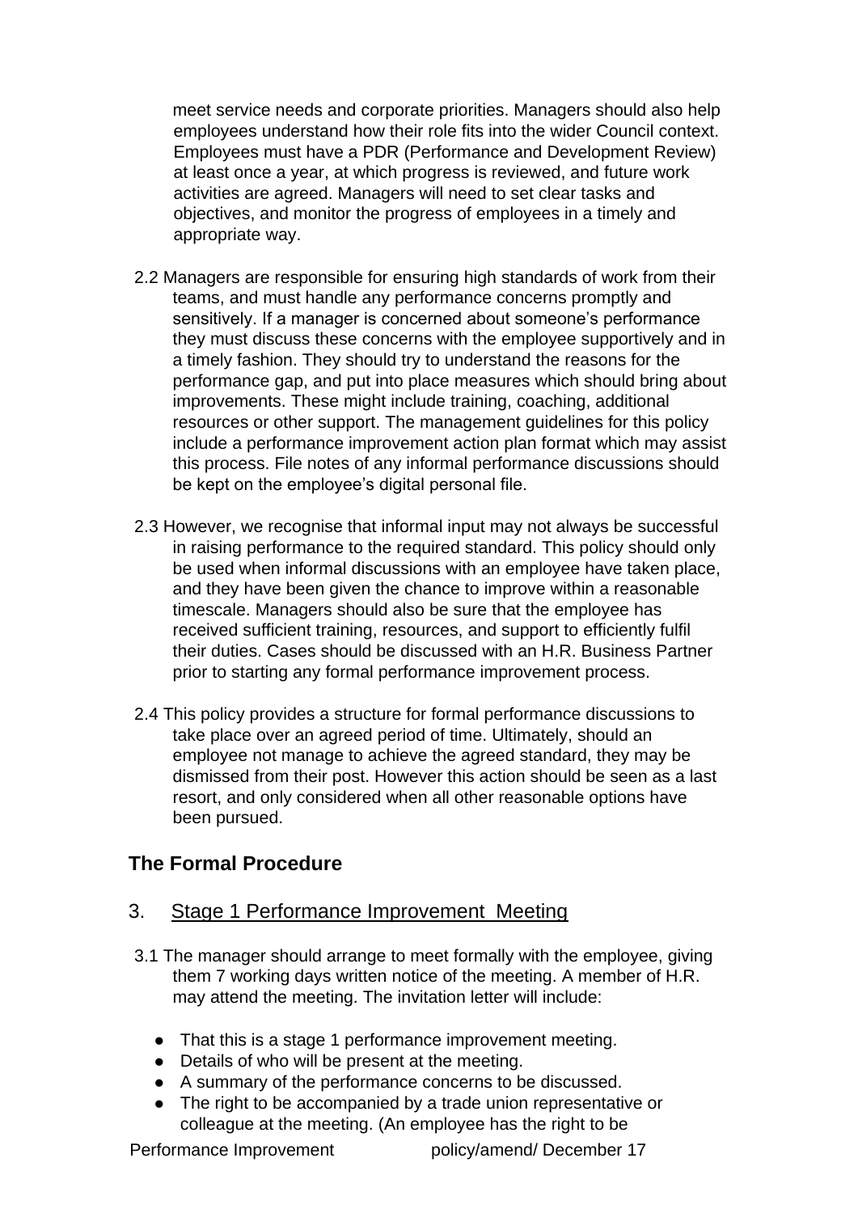meet service needs and corporate priorities. Managers should also help employees understand how their role fits into the wider Council context. Employees must have a PDR (Performance and Development Review) at least once a year, at which progress is reviewed, and future work activities are agreed. Managers will need to set clear tasks and objectives, and monitor the progress of employees in a timely and appropriate way.

2.2 Managers are responsible for ensuring high standards of work from their teams, and must handle any performance concerns promptly and sensitively. If a manager is concerned about someone's performance they must discuss these concerns with the employee supportively and in a timely fashion. They should try to understand the reasons for the performance gap, and put into place measures which should bring about improvements. These might include training, coaching, additional resources or other support. The management guidelines for this policy include a performance improvement action plan format which may assist this process. File notes of any informal performance discussions should be kept on the employee's digital personal file.

2.3 However, we recognise that informal input may not always be successful in raising performance to the required standard. This policy should only be used when informal discussions with an employee have taken place, and they have been given the chance to improve within a reasonable timescale. Managers should also be sure that the employee has received sufficient training, resources, and support to efficiently fulfil their duties. Cases should be discussed with an H.R. Business Partner prior to starting any formal performance improvement process.

2.4 This policy provides a structure for formal performance discussions to take place over an agreed period of time. Ultimately, should an employee not manage to achieve the agreed standard, they may be dismissed from their post. However this action should be seen as a last resort, and only considered when all other reasonable options have been pursued.

## The Formal Procedure

### 3. Stage 1 Performance Improvement Meeting

3.1 The manager should arrange to meet formally with the employee, giving them 7 working days written notice of the meeting. A member of H.R. may attend the meeting. The invitation letter will include:

- That this is a stage 1 performance improvement meeting.
- Details of who will be present at the meeting.
- A summary of the performance concerns to be discussed.
- The right to be accompanied by a trade union representative or colleague at the meeting. (An employee has the right to be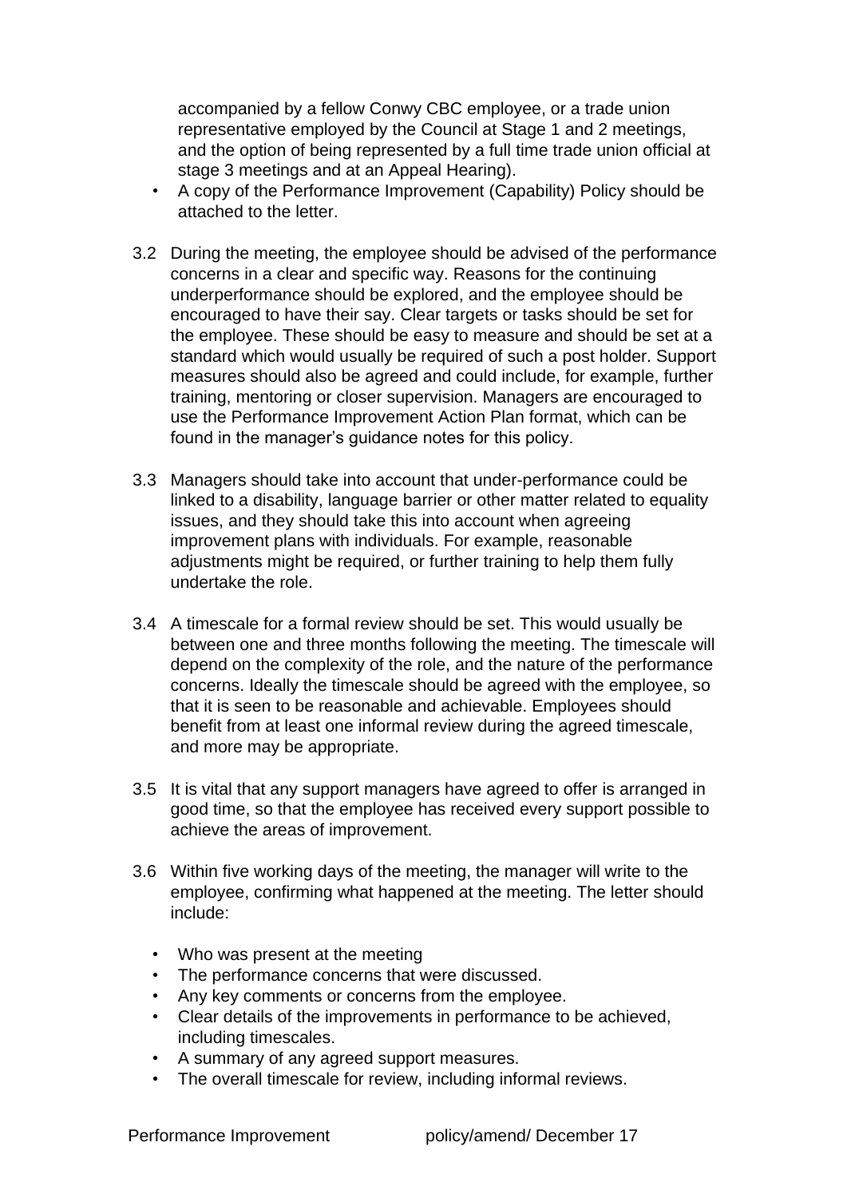accompanied by a fellow Conwy CBC employee, or a trade union representative employed by the Council at Stage 1 and 2 meetings, and the option of being represented by a full time trade union official at stage 3 meetings and at an Appeal Hearing).

- A copy of the Performance Improvement (Capability) Policy should be attached to the letter.

3.2 During the meeting, the employee should be advised of the performance concerns in a clear and specific way. Reasons for the continuing underperformance should be explored, and the employee should be encouraged to have their say. Clear targets or tasks should be set for the employee. These should be easy to measure and should be set at a standard which would usually be required of such a post holder. Support measures should also be agreed and could include, for example, further training, mentoring or closer supervision. Managers are encouraged to use the Performance Improvement Action Plan format, which can be found in the manager's guidance notes for this policy.

3.3 Managers should take into account that under-performance could be linked to a disability, language barrier or other matter related to equality issues, and they should take this into account when agreeing improvement plans with individuals. For example, reasonable adjustments might be required, or further training to help them fully undertake the role.

3.4 A timescale for a formal review should be set. This would usually be between one and three months following the meeting. The timescale will depend on the complexity of the role, and the nature of the performance concerns. Ideally the timescale should be agreed with the employee, so that it is seen to be reasonable and achievable. Employees should benefit from at least one informal review during the agreed timescale, and more may be appropriate.

3.5 It is vital that any support managers have agreed to offer is arranged in good time, so that the employee has received every support possible to achieve the areas of improvement.

3.6 Within five working days of the meeting, the manager will write to the employee, confirming what happened at the meeting. The letter should include:

- Who was present at the meeting
- The performance concerns that were discussed.
- Any key comments or concerns from the employee.
- Clear details of the improvements in performance to be achieved, including timescales.
- A summary of any agreed support measures.
- The overall timescale for review, including informal reviews.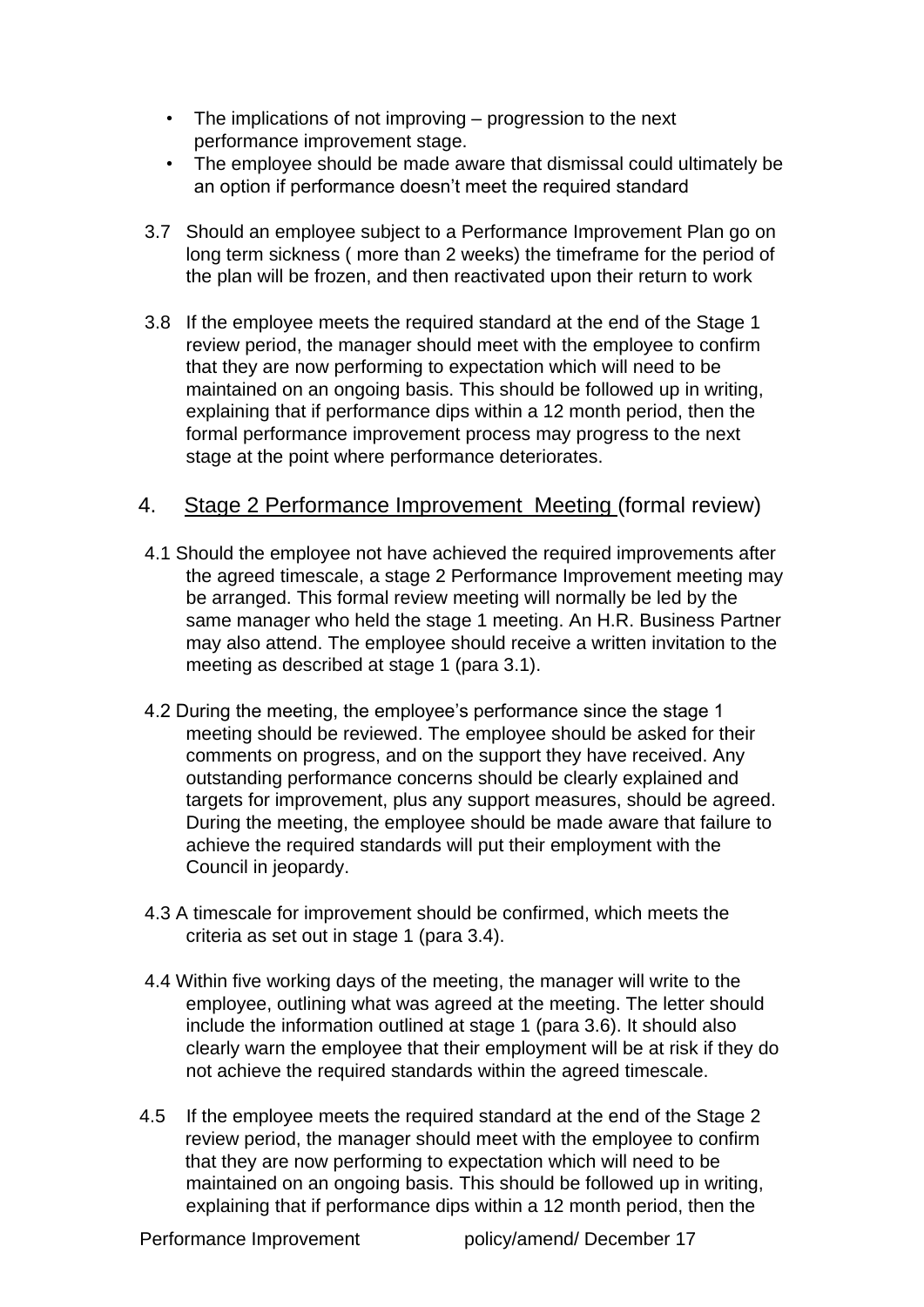- The implications of not improving – progression to the next performance improvement stage.
- The employee should be made aware that dismissal could ultimately be an option if performance doesn't meet the required standard

3.7 Should an employee subject to a Performance Improvement Plan go on long term sickness ( more than 2 weeks) the timeframe for the period of the plan will be frozen, and then reactivated upon their return to work

3.8 If the employee meets the required standard at the end of the Stage 1 review period, the manager should meet with the employee to confirm that they are now performing to expectation which will need to be maintained on an ongoing basis. This should be followed up in writing, explaining that if performance dips within a 12 month period, then the formal performance improvement process may progress to the next stage at the point where performance deteriorates.

## 4. <u>Stage 2 Performance Improvement Meeting</u> (formal review)

4.1 Should the employee not have achieved the required improvements after the agreed timescale, a stage 2 Performance Improvement meeting may be arranged. This formal review meeting will normally be led by the same manager who held the stage 1 meeting. An H.R. Business Partner may also attend. The employee should receive a written invitation to the meeting as described at stage 1 (para 3.1).

4.2 During the meeting, the employee's performance since the stage 1 meeting should be reviewed. The employee should be asked for their comments on progress, and on the support they have received. Any outstanding performance concerns should be clearly explained and targets for improvement, plus any support measures, should be agreed. During the meeting, the employee should be made aware that failure to achieve the required standards will put their employment with the Council in jeopardy.

4.3 A timescale for improvement should be confirmed, which meets the criteria as set out in stage 1 (para 3.4).

4.4 Within five working days of the meeting, the manager will write to the employee, outlining what was agreed at the meeting. The letter should include the information outlined at stage 1 (para 3.6). It should also clearly warn the employee that their employment will be at risk if they do not achieve the required standards within the agreed timescale.

4.5 If the employee meets the required standard at the end of the Stage 2 review period, the manager should meet with the employee to confirm that they are now performing to expectation which will need to be maintained on an ongoing basis. This should be followed up in writing, explaining that if performance dips within a 12 month period, then the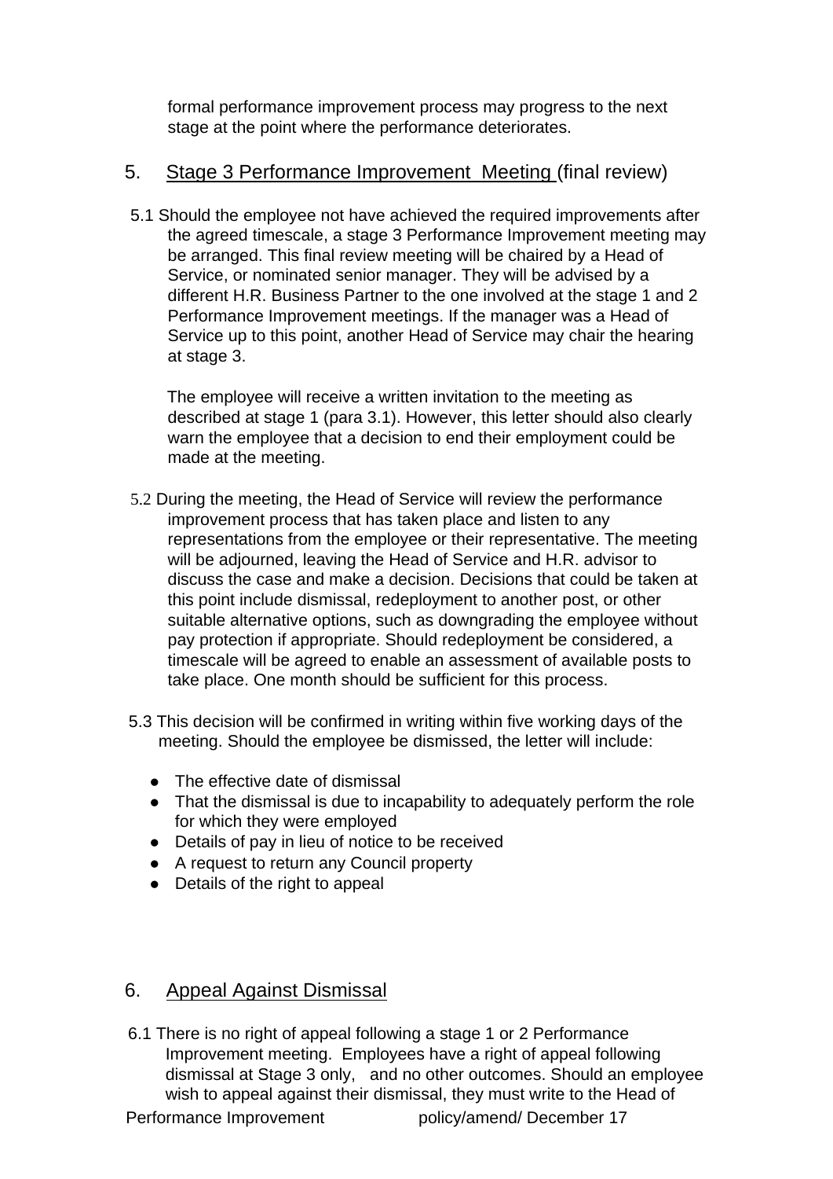formal performance improvement process may progress to the next stage at the point where the performance deteriorates.

## 5. Stage 3 Performance Improvement Meeting (final review)

5.1 Should the employee not have achieved the required improvements after the agreed timescale, a stage 3 Performance Improvement meeting may be arranged. This final review meeting will be chaired by a Head of Service, or nominated senior manager. They will be advised by a different H.R. Business Partner to the one involved at the stage 1 and 2 Performance Improvement meetings. If the manager was a Head of Service up to this point, another Head of Service may chair the hearing at stage 3.

The employee will receive a written invitation to the meeting as described at stage 1 (para 3.1). However, this letter should also clearly warn the employee that a decision to end their employment could be made at the meeting.

5.2 During the meeting, the Head of Service will review the performance improvement process that has taken place and listen to any representations from the employee or their representative. The meeting will be adjourned, leaving the Head of Service and H.R. advisor to discuss the case and make a decision. Decisions that could be taken at this point include dismissal, redeployment to another post, or other suitable alternative options, such as downgrading the employee without pay protection if appropriate. Should redeployment be considered, a timescale will be agreed to enable an assessment of available posts to take place. One month should be sufficient for this process.

5.3 This decision will be confirmed in writing within five working days of the meeting. Should the employee be dismissed, the letter will include:

- The effective date of dismissal
- That the dismissal is due to incapability to adequately perform the role for which they were employed
- Details of pay in lieu of notice to be received
- A request to return any Council property
- Details of the right to appeal

## 6. Appeal Against Dismissal

6.1 There is no right of appeal following a stage 1 or 2 Performance Improvement meeting. Employees have a right of appeal following dismissal at Stage 3 only, and no other outcomes. Should an employee wish to appeal against their dismissal, they must write to the Head of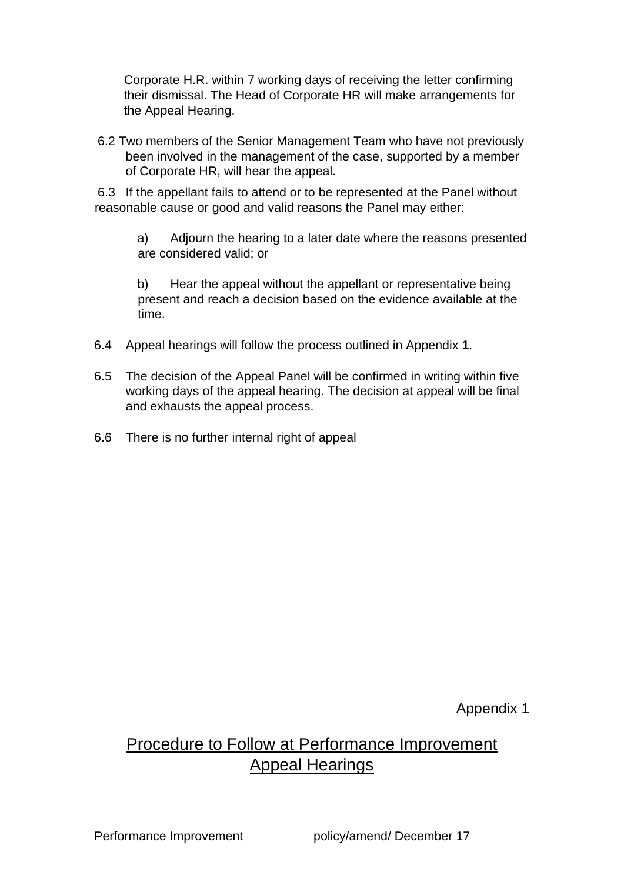Corporate H.R. within 7 working days of receiving the letter confirming their dismissal. The Head of Corporate HR will make arrangements for the Appeal Hearing.

6.2 Two members of the Senior Management Team who have not previously been involved in the management of the case, supported by a member of Corporate HR, will hear the appeal.

6.3 If the appellant fails to attend or to be represented at the Panel without reasonable cause or good and valid reasons the Panel may either:

a) Adjourn the hearing to a later date where the reasons presented are considered valid; or

b) Hear the appeal without the appellant or representative being present and reach a decision based on the evidence available at the time.

6.4 Appeal hearings will follow the process outlined in Appendix **1**.

6.5 The decision of the Appeal Panel will be confirmed in writing within five working days of the appeal hearing. The decision at appeal will be final and exhausts the appeal process.

6.6 There is no further internal right of appeal

Appendix 1

# Procedure to Follow at Performance Improvement Appeal Hearings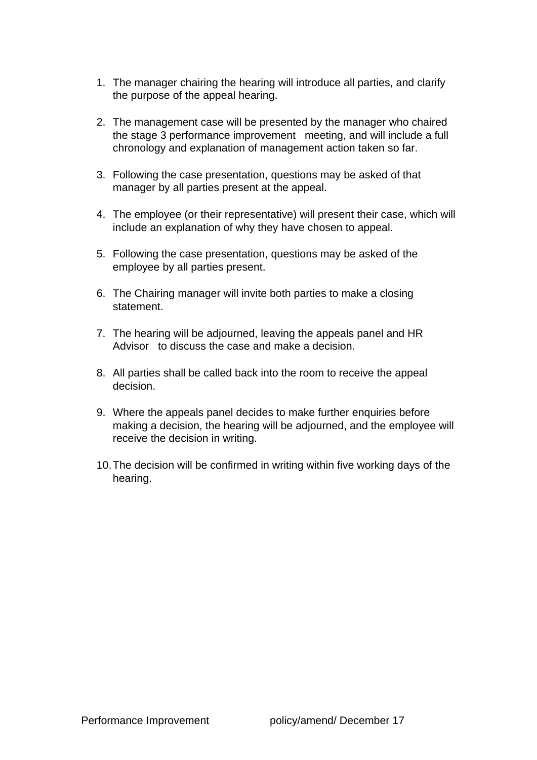1. The manager chairing the hearing will introduce all parties, and clarify the purpose of the appeal hearing.

2. The management case will be presented by the manager who chaired the stage 3 performance improvement meeting, and will include a full chronology and explanation of management action taken so far.

3. Following the case presentation, questions may be asked of that manager by all parties present at the appeal.

4. The employee (or their representative) will present their case, which will include an explanation of why they have chosen to appeal.

5. Following the case presentation, questions may be asked of the employee by all parties present.

6. The Chairing manager will invite both parties to make a closing statement.

7. The hearing will be adjourned, leaving the appeals panel and HR Advisor to discuss the case and make a decision.

8. All parties shall be called back into the room to receive the appeal decision.

9. Where the appeals panel decides to make further enquiries before making a decision, the hearing will be adjourned, and the employee will receive the decision in writing.

10. The decision will be confirmed in writing within five working days of the hearing.